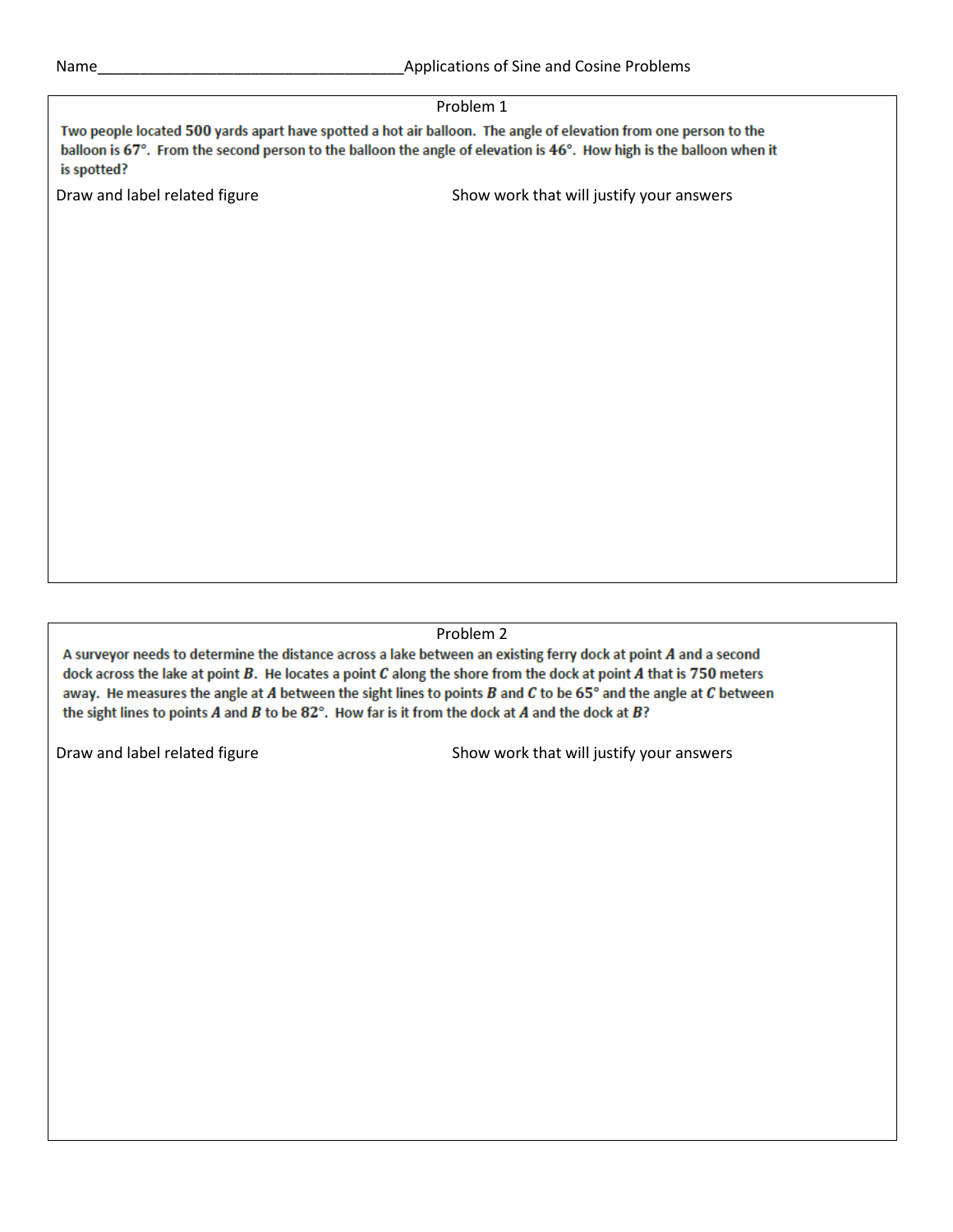Name_____________________________________Applications of Sine and Cosine Problems

## Problem 1

Two people located $500$ yards apart have spotted a hot air balloon. The angle of elevation from one person to the balloon is $67°$. From the second person to the balloon the angle of elevation is $46°$. How high is the balloon when it is spotted?

Draw and label related figure

Show work that will justify your answers

## Problem 2

A surveyor needs to determine the distance across a lake between an existing ferry dock at point $A$ and a second dock across the lake at point $B$. He locates a point $C$ along the shore from the dock at point $A$ that is $750$ meters away. He measures the angle at $A$ between the sight lines to points $B$ and $C$ to be $65°$ and the angle at $C$ between the sight lines to points $A$ and $B$ to be $82°$. How far is it from the dock at $A$ and the dock at $B$?

Draw and label related figure

Show work that will justify your answers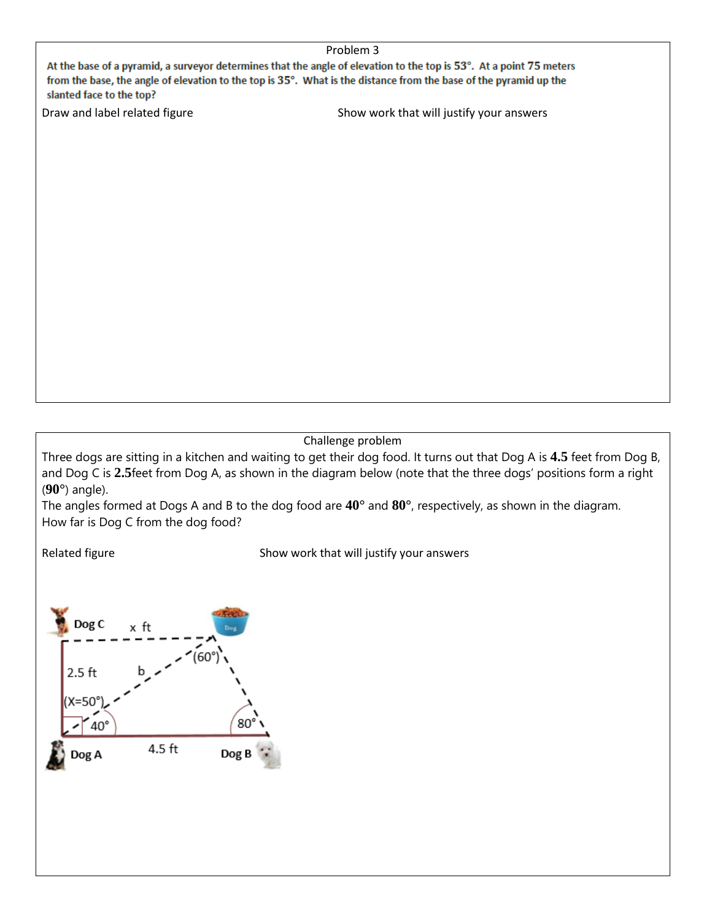Problem 3

At the base of a pyramid, a surveyor determines that the angle of elevation to the top is $53°$. At a point 75 meters from the base, the angle of elevation to the top is $35°$. What is the distance from the base of the pyramid up the slanted face to the top?

Draw and label related figure

Show work that will justify your answers

Challenge problem

Three dogs are sitting in a kitchen and waiting to get their dog food. It turns out that Dog A is **4.5** feet from Dog B, and Dog C is **2.5**feet from Dog A, as shown in the diagram below (note that the three dogs' positions form a right (**90**°) angle).

The angles formed at Dogs A and B to the dog food are **40**° and **80**°, respectively, as shown in the diagram.

How far is Dog C from the dog food?

Related figure

Show work that will justify your answers

Dog C x ft

2.5 ft b (60°)

(X=50°)

40° 80°

Dog A 4.5 ft Dog B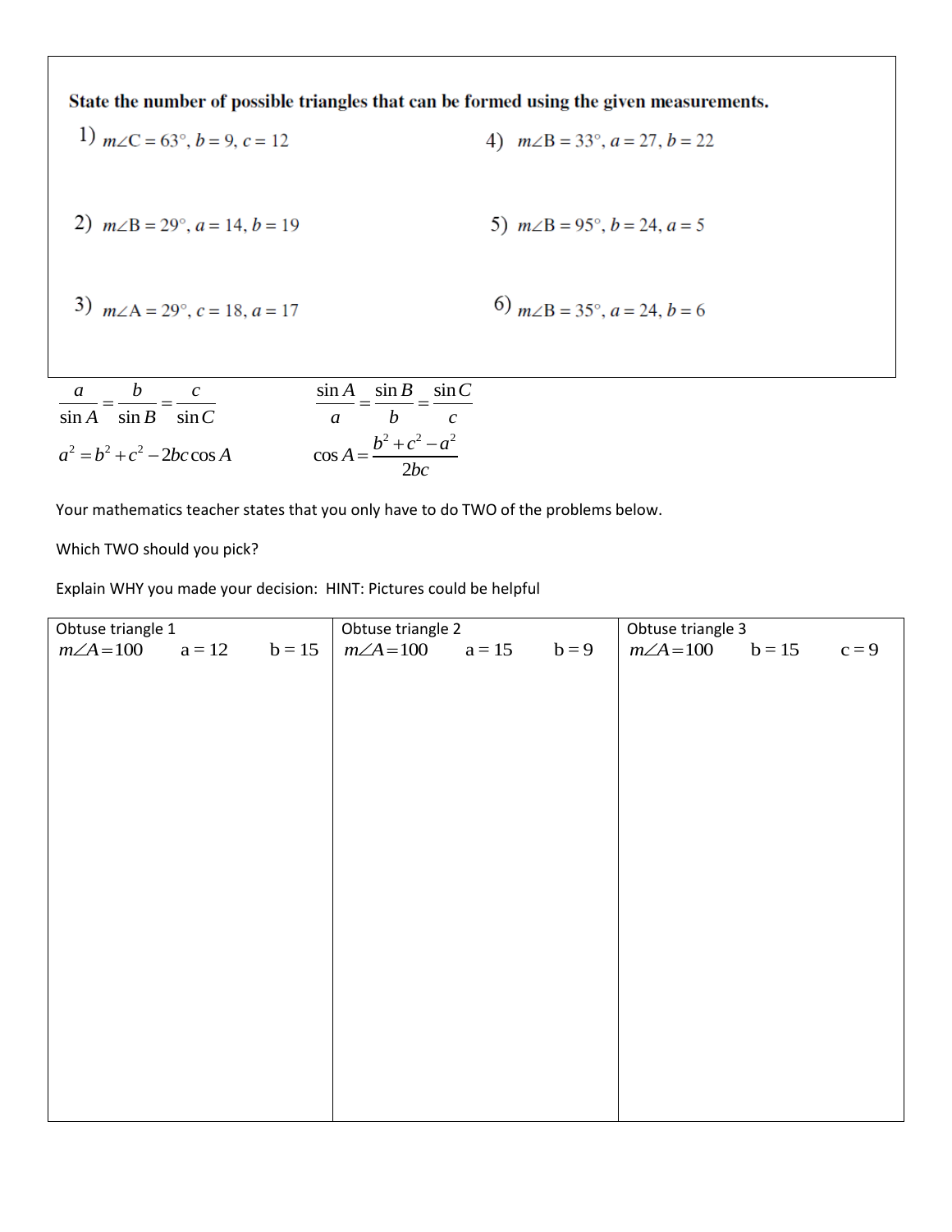**State the number of possible triangles that can be formed using the given measurements.**

1) $m\angle C = 63°$, $b = 9$, $c = 12$

2) $m\angle B = 29°$, $a = 14$, $b = 19$

3) $m\angle A = 29°$, $c = 18$, $a = 17$

4) $m\angle B = 33°$, $a = 27$, $b = 22$

5) $m\angle B = 95°$, $b = 24$, $a = 5$

6) $m\angle B = 35°$, $a = 24$, $b = 6$

$$\frac{a}{\sin A} = \frac{b}{\sin B} = \frac{c}{\sin C} \qquad \frac{\sin A}{a} = \frac{\sin B}{b} = \frac{\sin C}{c}$$

$$a^2 = b^2 + c^2 - 2bc\cos A \qquad \cos A = \frac{b^2 + c^2 - a^2}{2bc}$$

Your mathematics teacher states that you only have to do TWO of the problems below.

Which TWO should you pick?

Explain WHY you made your decision: HINT: Pictures could be helpful

| Obtuse triangle 1 | Obtuse triangle 2 | Obtuse triangle 3 |
|---|---|---|
| $m\angle A = 100$ &nbsp; a = 12 &nbsp; b = 15 | $m\angle A = 100$ &nbsp; a = 15 &nbsp; b = 9 | $m\angle A = 100$ &nbsp; b = 15 &nbsp; c = 9 |